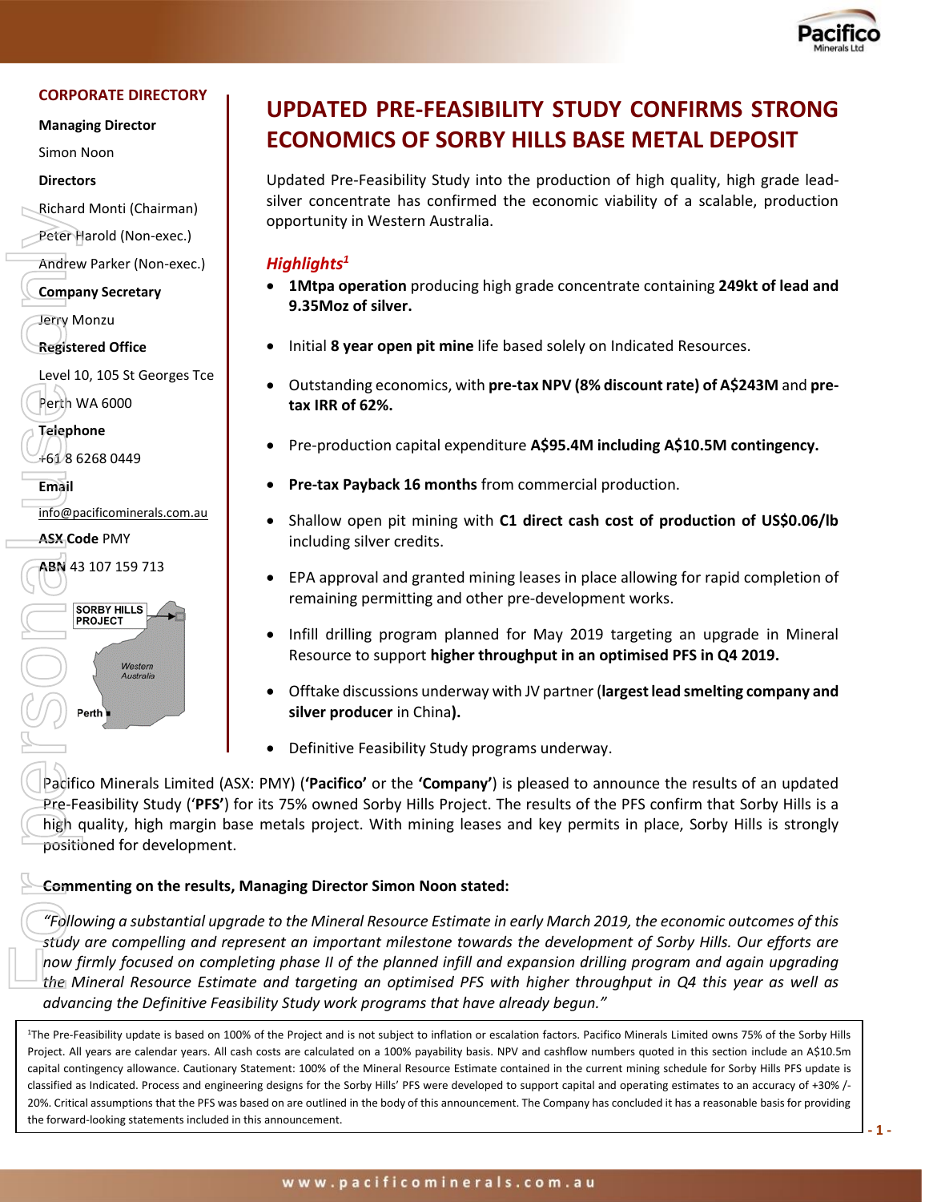# UPDATED PRE-FEASIBILITY STUDY CONFIRMS STRONG ECONOMICS OF SORBY HILLS BASE METAL DEPOSIT

**CORPORATE DIRECTORY**

**Managing Director**
Simon Noon

**Directors**
Richard Monti (Chairman)
Peter Harold (Non-exec.)
Andrew Parker (Non-exec.)

**Company Secretary**
Jerry Monzu

**Registered Office**
Level 10, 105 St Georges Tce
Perth WA 6000

**Telephone**
+61 8 6268 0449

**Email**
info@pacificominerals.com.au

**ASX Code** PMY

**ABN** 43 107 159 713

SORBY HILLS PROJECT
Western Australia
Perth

Updated Pre-Feasibility Study into the production of high quality, high grade lead-silver concentrate has confirmed the economic viability of a scalable, production opportunity in Western Australia.

## *Highlights*[1]

- **1Mtpa operation** producing high grade concentrate containing **249kt of lead and 9.35Moz of silver.**
- Initial **8 year open pit mine** life based solely on Indicated Resources.
- Outstanding economics, with **pre-tax NPV (8% discount rate) of A$243M** and **pre-tax IRR of 62%.**
- Pre-production capital expenditure **A$95.4M including A$10.5M contingency.**
- **Pre-tax Payback 16 months** from commercial production.
- Shallow open pit mining with **C1 direct cash cost of production of US$0.06/lb** including silver credits.
- EPA approval and granted mining leases in place allowing for rapid completion of remaining permitting and other pre-development works.
- Infill drilling program planned for May 2019 targeting an upgrade in Mineral Resource to support **higher throughput in an optimised PFS in Q4 2019.**
- Offtake discussions underway with JV partner (**largest lead smelting company and silver producer** in China**).**
- Definitive Feasibility Study programs underway.

Pacifico Minerals Limited (ASX: PMY) (**'Pacifico'** or the **'Company'**) is pleased to announce the results of an updated Pre-Feasibility Study ('**PFS**') for its 75% owned Sorby Hills Project. The results of the PFS confirm that Sorby Hills is a high quality, high margin base metals project. With mining leases and key permits in place, Sorby Hills is strongly positioned for development.

**Commenting on the results, Managing Director Simon Noon stated:**

*"Following a substantial upgrade to the Mineral Resource Estimate in early March 2019, the economic outcomes of this study are compelling and represent an important milestone towards the development of Sorby Hills. Our efforts are now firmly focused on completing phase II of the planned infill and expansion drilling program and again upgrading the Mineral Resource Estimate and targeting an optimised PFS with higher throughput in Q4 this year as well as advancing the Definitive Feasibility Study work programs that have already begun."*

[1]The Pre-Feasibility update is based on 100% of the Project and is not subject to inflation or escalation factors. Pacifico Minerals Limited owns 75% of the Sorby Hills Project. All years are calendar years. All cash costs are calculated on a 100% payability basis. NPV and cashflow numbers quoted in this section include an A$10.5m capital contingency allowance. Cautionary Statement: 100% of the Mineral Resource Estimate contained in the current mining schedule for Sorby Hills PFS update is classified as Indicated. Process and engineering designs for the Sorby Hills' PFS were developed to support capital and operating estimates to an accuracy of +30% /-20%. Critical assumptions that the PFS was based on are outlined in the body of this announcement. The Company has concluded it has a reasonable basis for providing the forward-looking statements included in this announcement.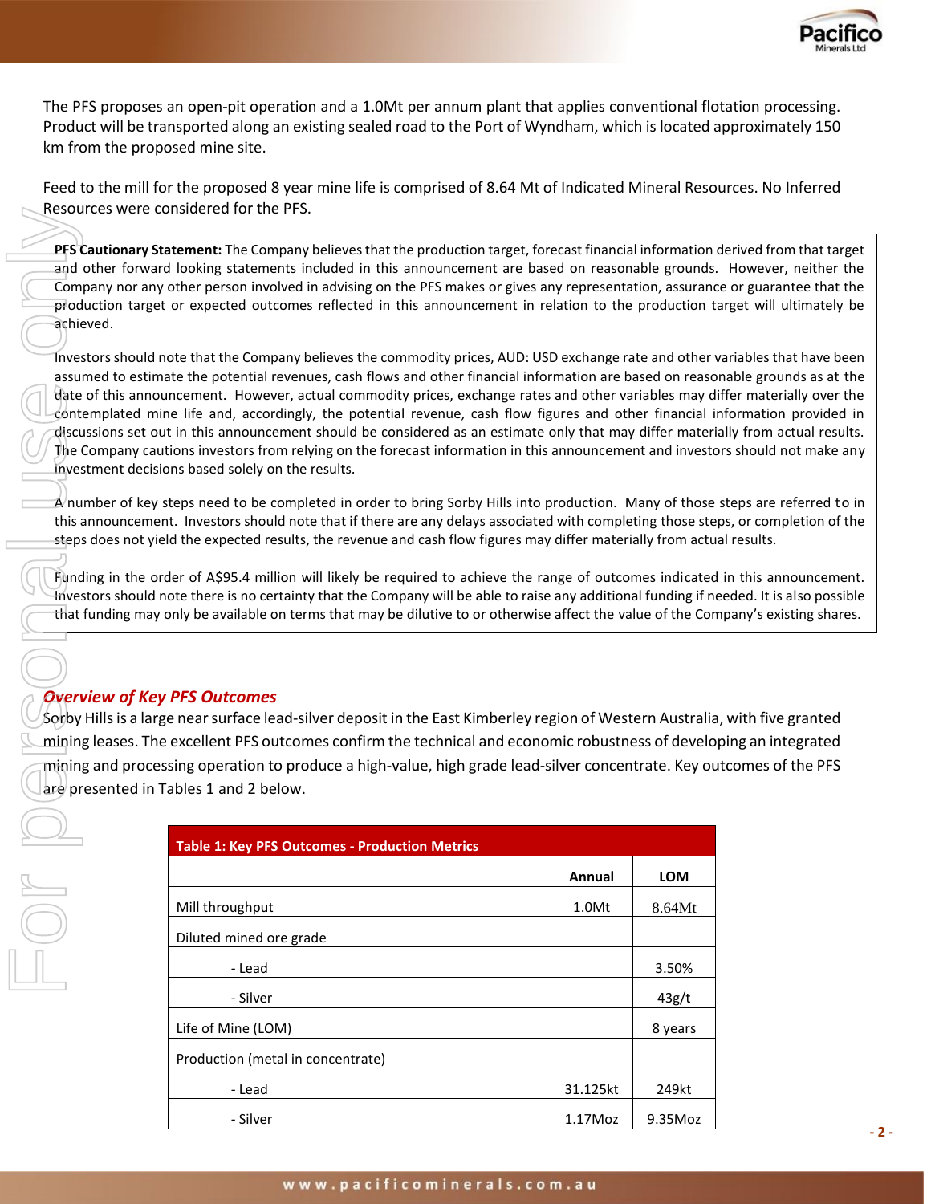The PFS proposes an open-pit operation and a 1.0Mt per annum plant that applies conventional flotation processing. Product will be transported along an existing sealed road to the Port of Wyndham, which is located approximately 150 km from the proposed mine site.

Feed to the mill for the proposed 8 year mine life is comprised of 8.64 Mt of Indicated Mineral Resources. No Inferred Resources were considered for the PFS.

> **PFS Cautionary Statement:** The Company believes that the production target, forecast financial information derived from that target and other forward looking statements included in this announcement are based on reasonable grounds. However, neither the Company nor any other person involved in advising on the PFS makes or gives any representation, assurance or guarantee that the production target or expected outcomes reflected in this announcement in relation to the production target will ultimately be achieved.
>
> Investors should note that the Company believes the commodity prices, AUD: USD exchange rate and other variables that have been assumed to estimate the potential revenues, cash flows and other financial information are based on reasonable grounds as at the date of this announcement. However, actual commodity prices, exchange rates and other variables may differ materially over the contemplated mine life and, accordingly, the potential revenue, cash flow figures and other financial information provided in discussions set out in this announcement should be considered as an estimate only that may differ materially from actual results. The Company cautions investors from relying on the forecast information in this announcement and investors should not make any investment decisions based solely on the results.
>
> A number of key steps need to be completed in order to bring Sorby Hills into production. Many of those steps are referred to in this announcement. Investors should note that if there are any delays associated with completing those steps, or completion of the steps does not yield the expected results, the revenue and cash flow figures may differ materially from actual results.
>
> Funding in the order of A$95.4 million will likely be required to achieve the range of outcomes indicated in this announcement. Investors should note there is no certainty that the Company will be able to raise any additional funding if needed. It is also possible that funding may only be available on terms that may be dilutive to or otherwise affect the value of the Company's existing shares.

## *Overview of Key PFS Outcomes*

Sorby Hills is a large near surface lead-silver deposit in the East Kimberley region of Western Australia, with five granted mining leases. The excellent PFS outcomes confirm the technical and economic robustness of developing an integrated mining and processing operation to produce a high-value, high grade lead-silver concentrate. Key outcomes of the PFS are presented in Tables 1 and 2 below.

**Table 1: Key PFS Outcomes - Production Metrics**

| | Annual | LOM |
|---|---|---|
| Mill throughput | 1.0Mt | 8.64Mt |
| Diluted mined ore grade | | |
| - Lead | | 3.50% |
| - Silver | | 43g/t |
| Life of Mine (LOM) | | 8 years |
| Production (metal in concentrate) | | |
| - Lead | 31.125kt | 249kt |
| - Silver | 1.17Moz | 9.35Moz |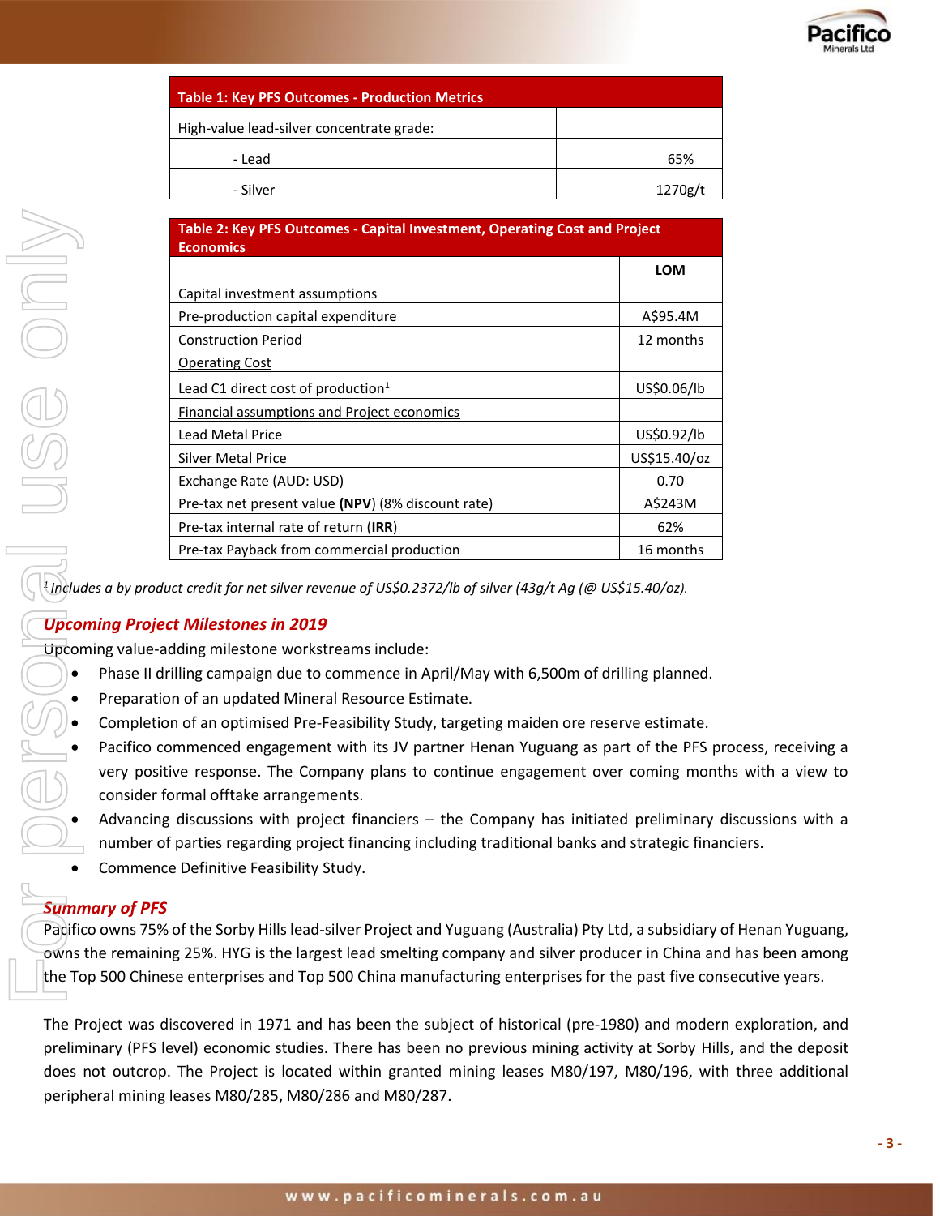| Table 1: Key PFS Outcomes - Production Metrics | | |
|---|---|---|
| High-value lead-silver concentrate grade: | | |
| - Lead | | 65% |
| - Silver | | 1270g/t |

| Table 2: Key PFS Outcomes - Capital Investment, Operating Cost and Project Economics | |
|---|---|
| | **LOM** |
| Capital investment assumptions | |
| Pre-production capital expenditure | A$95.4M |
| Construction Period | 12 months |
| Operating Cost | |
| Lead C1 direct cost of production[1] | US$0.06/lb |
| Financial assumptions and Project economics | |
| Lead Metal Price | US$0.92/lb |
| Silver Metal Price | US$15.40/oz |
| Exchange Rate (AUD: USD) | 0.70 |
| Pre-tax net present value (**NPV**) (8% discount rate) | A$243M |
| Pre-tax internal rate of return (**IRR**) | 62% |
| Pre-tax Payback from commercial production | 16 months |

*[1] Includes a by product credit for net silver revenue of US$0.2372/lb of silver (43g/t Ag (@ US$15.40/oz).*

## *Upcoming Project Milestones in 2019*

Upcoming value-adding milestone workstreams include:

- Phase II drilling campaign due to commence in April/May with 6,500m of drilling planned.
- Preparation of an updated Mineral Resource Estimate.
- Completion of an optimised Pre-Feasibility Study, targeting maiden ore reserve estimate.
- Pacifico commenced engagement with its JV partner Henan Yuguang as part of the PFS process, receiving a very positive response. The Company plans to continue engagement over coming months with a view to consider formal offtake arrangements.
- Advancing discussions with project financiers – the Company has initiated preliminary discussions with a number of parties regarding project financing including traditional banks and strategic financiers.
- Commence Definitive Feasibility Study.

## *Summary of PFS*

Pacifico owns 75% of the Sorby Hills lead-silver Project and Yuguang (Australia) Pty Ltd, a subsidiary of Henan Yuguang, owns the remaining 25%. HYG is the largest lead smelting company and silver producer in China and has been among the Top 500 Chinese enterprises and Top 500 China manufacturing enterprises for the past five consecutive years.

The Project was discovered in 1971 and has been the subject of historical (pre-1980) and modern exploration, and preliminary (PFS level) economic studies. There has been no previous mining activity at Sorby Hills, and the deposit does not outcrop. The Project is located within granted mining leases M80/197, M80/196, with three additional peripheral mining leases M80/285, M80/286 and M80/287.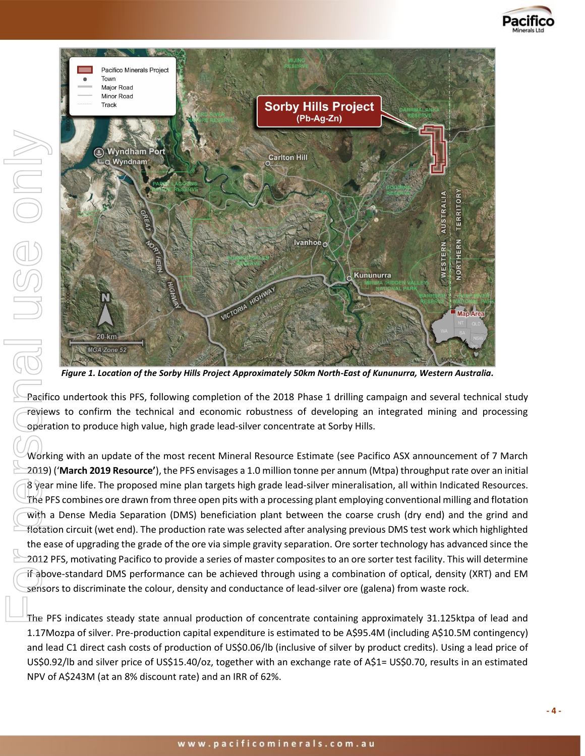*Figure 1. Location of the Sorby Hills Project Approximately 50km North-East of Kununurra, Western Australia.*

Pacifico undertook this PFS, following completion of the 2018 Phase 1 drilling campaign and several technical study reviews to confirm the technical and economic robustness of developing an integrated mining and processing operation to produce high value, high grade lead-silver concentrate at Sorby Hills.

Working with an update of the most recent Mineral Resource Estimate (see Pacifico ASX announcement of 7 March 2019) (**'March 2019 Resource'**), the PFS envisages a 1.0 million tonne per annum (Mtpa) throughput rate over an initial 8 year mine life. The proposed mine plan targets high grade lead-silver mineralisation, all within Indicated Resources. The PFS combines ore drawn from three open pits with a processing plant employing conventional milling and flotation with a Dense Media Separation (DMS) beneficiation plant between the coarse crush (dry end) and the grind and flotation circuit (wet end). The production rate was selected after analysing previous DMS test work which highlighted the ease of upgrading the grade of the ore via simple gravity separation. Ore sorter technology has advanced since the 2012 PFS, motivating Pacifico to provide a series of master composites to an ore sorter test facility. This will determine if above-standard DMS performance can be achieved through using a combination of optical, density (XRT) and EM sensors to discriminate the colour, density and conductance of lead-silver ore (galena) from waste rock.

The PFS indicates steady state annual production of concentrate containing approximately 31.125ktpa of lead and 1.17Mozpa of silver. Pre-production capital expenditure is estimated to be A$95.4M (including A$10.5M contingency) and lead C1 direct cash costs of production of US$0.06/lb (inclusive of silver by product credits). Using a lead price of US$0.92/lb and silver price of US$15.40/oz, together with an exchange rate of A$1= US$0.70, results in an estimated NPV of A$243M (at an 8% discount rate) and an IRR of 62%.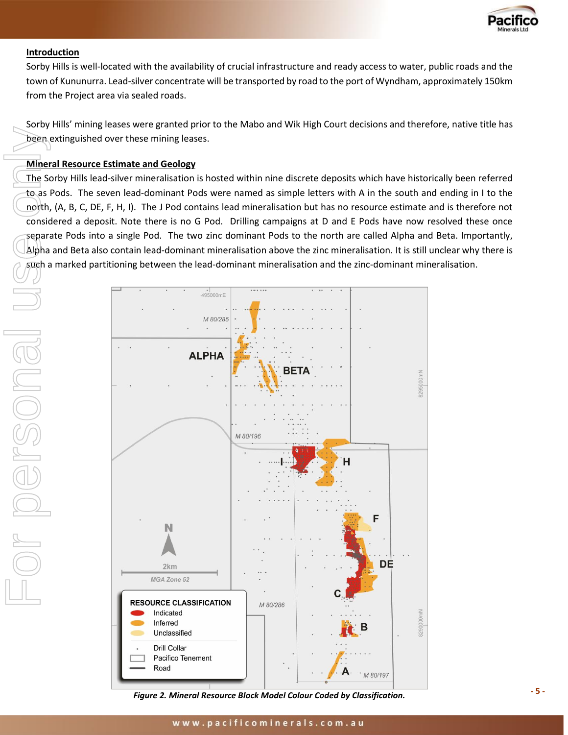## Introduction

Sorby Hills is well-located with the availability of crucial infrastructure and ready access to water, public roads and the town of Kununurra. Lead-silver concentrate will be transported by road to the port of Wyndham, approximately 150km from the Project area via sealed roads.

Sorby Hills' mining leases were granted prior to the Mabo and Wik High Court decisions and therefore, native title has been extinguished over these mining leases.

## Mineral Resource Estimate and Geology

The Sorby Hills lead-silver mineralisation is hosted within nine discrete deposits which have historically been referred to as Pods. The seven lead-dominant Pods were named as simple letters with A in the south and ending in I to the north, (A, B, C, DE, F, H, I). The J Pod contains lead mineralisation but has no resource estimate and is therefore not considered a deposit. Note there is no G Pod. Drilling campaigns at D and E Pods have now resolved these once separate Pods into a single Pod. The two zinc dominant Pods to the north are called Alpha and Beta. Importantly, Alpha and Beta also contain lead-dominant mineralisation above the zinc mineralisation. It is still unclear why there is such a marked partitioning between the lead-dominant mineralisation and the zinc-dominant mineralisation.

*Figure 2. Mineral Resource Block Model Colour Coded by Classification.*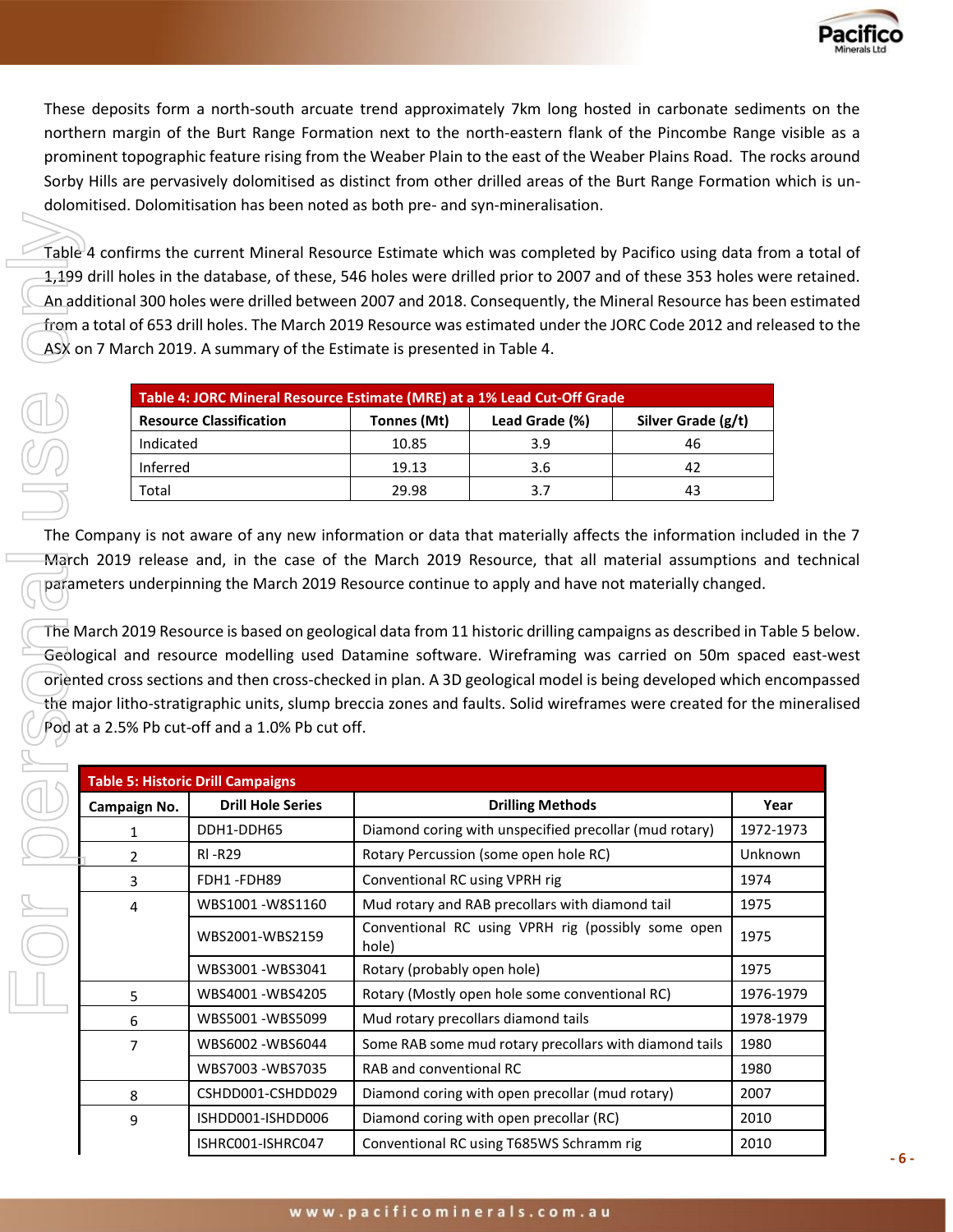These deposits form a north-south arcuate trend approximately 7km long hosted in carbonate sediments on the northern margin of the Burt Range Formation next to the north-eastern flank of the Pincombe Range visible as a prominent topographic feature rising from the Weaber Plain to the east of the Weaber Plains Road. The rocks around Sorby Hills are pervasively dolomitised as distinct from other drilled areas of the Burt Range Formation which is un-dolomitised. Dolomitisation has been noted as both pre- and syn-mineralisation.

Table 4 confirms the current Mineral Resource Estimate which was completed by Pacifico using data from a total of 1,199 drill holes in the database, of these, 546 holes were drilled prior to 2007 and of these 353 holes were retained. An additional 300 holes were drilled between 2007 and 2018. Consequently, the Mineral Resource has been estimated from a total of 653 drill holes. The March 2019 Resource was estimated under the JORC Code 2012 and released to the ASX on 7 March 2019. A summary of the Estimate is presented in Table 4.

**Table 4: JORC Mineral Resource Estimate (MRE) at a 1% Lead Cut-Off Grade**

| Resource Classification | Tonnes (Mt) | Lead Grade (%) | Silver Grade (g/t) |
|---|---|---|---|
| Indicated | 10.85 | 3.9 | 46 |
| Inferred | 19.13 | 3.6 | 42 |
| Total | 29.98 | 3.7 | 43 |

The Company is not aware of any new information or data that materially affects the information included in the 7 March 2019 release and, in the case of the March 2019 Resource, that all material assumptions and technical parameters underpinning the March 2019 Resource continue to apply and have not materially changed.

The March 2019 Resource is based on geological data from 11 historic drilling campaigns as described in Table 5 below. Geological and resource modelling used Datamine software. Wireframing was carried on 50m spaced east-west oriented cross sections and then cross-checked in plan. A 3D geological model is being developed which encompassed the major litho-stratigraphic units, slump breccia zones and faults. Solid wireframes were created for the mineralised Pod at a 2.5% Pb cut-off and a 1.0% Pb cut off.

**Table 5: Historic Drill Campaigns**

| Campaign No. | Drill Hole Series | Drilling Methods | Year |
|---|---|---|---|
| 1 | DDH1-DDH65 | Diamond coring with unspecified precollar (mud rotary) | 1972-1973 |
| 2 | RI -R29 | Rotary Percussion (some open hole RC) | Unknown |
| 3 | FDH1 -FDH89 | Conventional RC using VPRH rig | 1974 |
| 4 | WBS1001 -W8S1160 | Mud rotary and RAB precollars with diamond tail | 1975 |
| | WBS2001-WBS2159 | Conventional RC using VPRH rig (possibly some open hole) | 1975 |
| | WBS3001 -WBS3041 | Rotary (probably open hole) | 1975 |
| 5 | WBS4001 -WBS4205 | Rotary (Mostly open hole some conventional RC) | 1976-1979 |
| 6 | WBS5001 -WBS5099 | Mud rotary precollars diamond tails | 1978-1979 |
| 7 | WBS6002 -WBS6044 | Some RAB some mud rotary precollars with diamond tails | 1980 |
| | WBS7003 -WBS7035 | RAB and conventional RC | 1980 |
| 8 | CSHDD001-CSHDD029 | Diamond coring with open precollar (mud rotary) | 2007 |
| 9 | ISHDD001-ISHDD006 | Diamond coring with open precollar (RC) | 2010 |
| | ISHRC001-ISHRC047 | Conventional RC using T685WS Schramm rig | 2010 |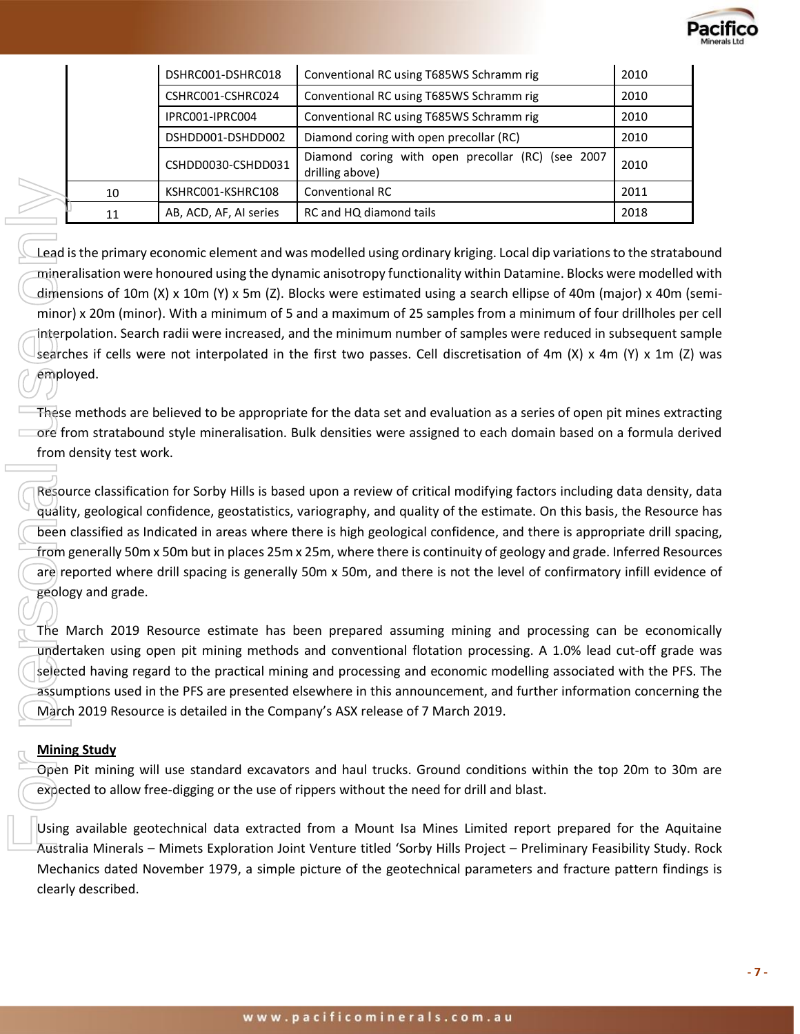| | | | |
|---|---|---|---|
| | DSHRC001-DSHRC018 | Conventional RC using T685WS Schramm rig | 2010 |
| | CSHRC001-CSHRC024 | Conventional RC using T685WS Schramm rig | 2010 |
| | IPRC001-IPRC004 | Conventional RC using T685WS Schramm rig | 2010 |
| | DSHDD001-DSHDD002 | Diamond coring with open precollar (RC) | 2010 |
| | CSHDD0030-CSHDD031 | Diamond coring with open precollar (RC) (see 2007 drilling above) | 2010 |
| 10 | KSHRC001-KSHRC108 | Conventional RC | 2011 |
| 11 | AB, ACD, AF, AI series | RC and HQ diamond tails | 2018 |

Lead is the primary economic element and was modelled using ordinary kriging. Local dip variations to the stratabound mineralisation were honoured using the dynamic anisotropy functionality within Datamine. Blocks were modelled with dimensions of 10m (X) x 10m (Y) x 5m (Z). Blocks were estimated using a search ellipse of 40m (major) x 40m (semi-minor) x 20m (minor). With a minimum of 5 and a maximum of 25 samples from a minimum of four drillholes per cell interpolation. Search radii were increased, and the minimum number of samples were reduced in subsequent sample searches if cells were not interpolated in the first two passes. Cell discretisation of 4m (X) x 4m (Y) x 1m (Z) was employed.

These methods are believed to be appropriate for the data set and evaluation as a series of open pit mines extracting ore from stratabound style mineralisation. Bulk densities were assigned to each domain based on a formula derived from density test work.

Resource classification for Sorby Hills is based upon a review of critical modifying factors including data density, data quality, geological confidence, geostatistics, variography, and quality of the estimate. On this basis, the Resource has been classified as Indicated in areas where there is high geological confidence, and there is appropriate drill spacing, from generally 50m x 50m but in places 25m x 25m, where there is continuity of geology and grade. Inferred Resources are reported where drill spacing is generally 50m x 50m, and there is not the level of confirmatory infill evidence of geology and grade.

The March 2019 Resource estimate has been prepared assuming mining and processing can be economically undertaken using open pit mining methods and conventional flotation processing. A 1.0% lead cut-off grade was selected having regard to the practical mining and processing and economic modelling associated with the PFS. The assumptions used in the PFS are presented elsewhere in this announcement, and further information concerning the March 2019 Resource is detailed in the Company's ASX release of 7 March 2019.

**Mining Study**

Open Pit mining will use standard excavators and haul trucks. Ground conditions within the top 20m to 30m are expected to allow free-digging or the use of rippers without the need for drill and blast.

Using available geotechnical data extracted from a Mount Isa Mines Limited report prepared for the Aquitaine Australia Minerals – Mimets Exploration Joint Venture titled 'Sorby Hills Project – Preliminary Feasibility Study. Rock Mechanics dated November 1979, a simple picture of the geotechnical parameters and fracture pattern findings is clearly described.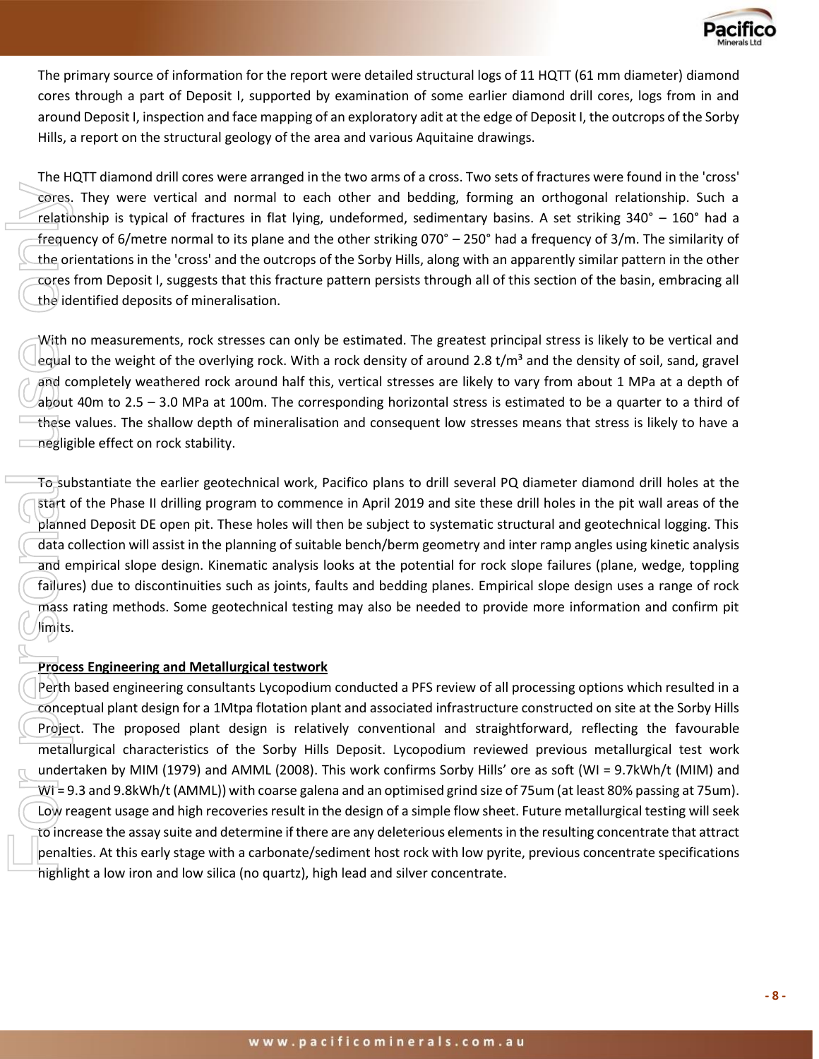The primary source of information for the report were detailed structural logs of 11 HQTT (61 mm diameter) diamond cores through a part of Deposit I, supported by examination of some earlier diamond drill cores, logs from in and around Deposit I, inspection and face mapping of an exploratory adit at the edge of Deposit I, the outcrops of the Sorby Hills, a report on the structural geology of the area and various Aquitaine drawings.

The HQTT diamond drill cores were arranged in the two arms of a cross. Two sets of fractures were found in the 'cross' cores. They were vertical and normal to each other and bedding, forming an orthogonal relationship. Such a relationship is typical of fractures in flat lying, undeformed, sedimentary basins. A set striking 340° – 160° had a frequency of 6/metre normal to its plane and the other striking 070° – 250° had a frequency of 3/m. The similarity of the orientations in the 'cross' and the outcrops of the Sorby Hills, along with an apparently similar pattern in the other cores from Deposit I, suggests that this fracture pattern persists through all of this section of the basin, embracing all the identified deposits of mineralisation.

With no measurements, rock stresses can only be estimated. The greatest principal stress is likely to be vertical and equal to the weight of the overlying rock. With a rock density of around 2.8 t/m³ and the density of soil, sand, gravel and completely weathered rock around half this, vertical stresses are likely to vary from about 1 MPa at a depth of about 40m to 2.5 – 3.0 MPa at 100m. The corresponding horizontal stress is estimated to be a quarter to a third of these values. The shallow depth of mineralisation and consequent low stresses means that stress is likely to have a negligible effect on rock stability.

To substantiate the earlier geotechnical work, Pacifico plans to drill several PQ diameter diamond drill holes at the start of the Phase II drilling program to commence in April 2019 and site these drill holes in the pit wall areas of the planned Deposit DE open pit. These holes will then be subject to systematic structural and geotechnical logging. This data collection will assist in the planning of suitable bench/berm geometry and inter ramp angles using kinetic analysis and empirical slope design. Kinematic analysis looks at the potential for rock slope failures (plane, wedge, toppling failures) due to discontinuities such as joints, faults and bedding planes. Empirical slope design uses a range of rock mass rating methods. Some geotechnical testing may also be needed to provide more information and confirm pit limits.

**Process Engineering and Metallurgical testwork**

Perth based engineering consultants Lycopodium conducted a PFS review of all processing options which resulted in a conceptual plant design for a 1Mtpa flotation plant and associated infrastructure constructed on site at the Sorby Hills Project. The proposed plant design is relatively conventional and straightforward, reflecting the favourable metallurgical characteristics of the Sorby Hills Deposit. Lycopodium reviewed previous metallurgical test work undertaken by MIM (1979) and AMML (2008). This work confirms Sorby Hills' ore as soft (WI = 9.7kWh/t (MIM) and WI = 9.3 and 9.8kWh/t (AMML)) with coarse galena and an optimised grind size of 75um (at least 80% passing at 75um). Low reagent usage and high recoveries result in the design of a simple flow sheet. Future metallurgical testing will seek to increase the assay suite and determine if there are any deleterious elements in the resulting concentrate that attract penalties. At this early stage with a carbonate/sediment host rock with low pyrite, previous concentrate specifications highlight a low iron and low silica (no quartz), high lead and silver concentrate.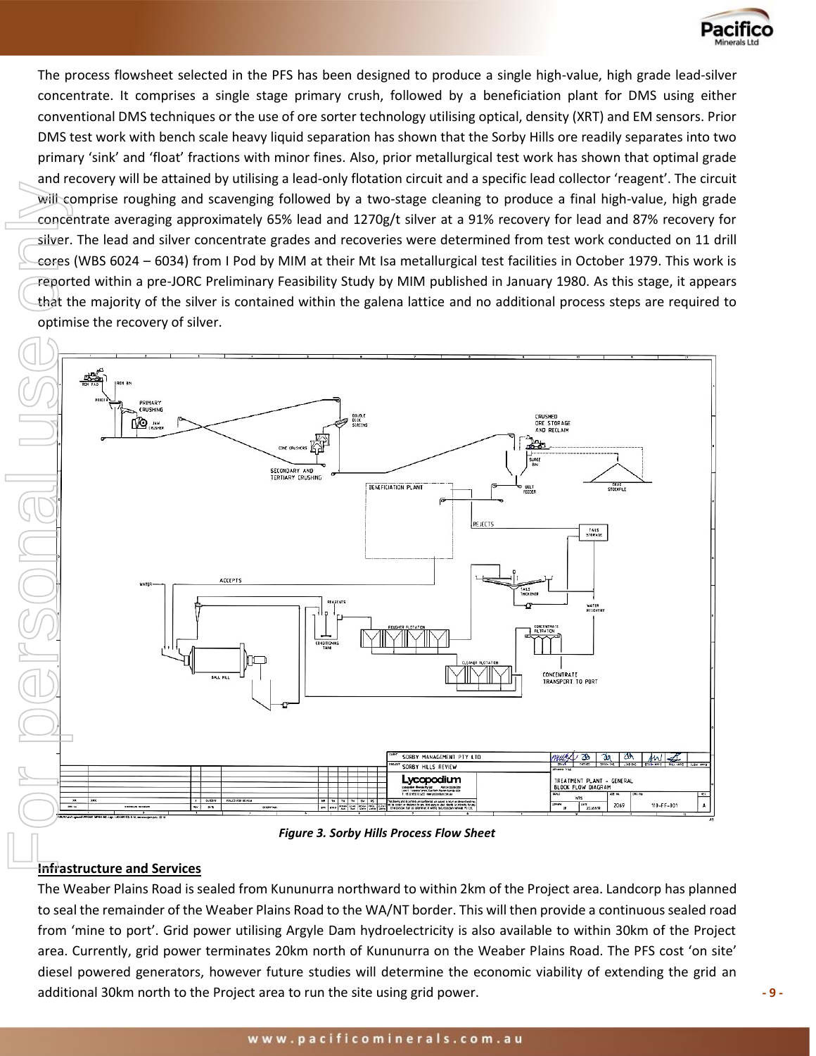The process flowsheet selected in the PFS has been designed to produce a single high-value, high grade lead-silver concentrate. It comprises a single stage primary crush, followed by a beneficiation plant for DMS using either conventional DMS techniques or the use of ore sorter technology utilising optical, density (XRT) and EM sensors. Prior DMS test work with bench scale heavy liquid separation has shown that the Sorby Hills ore readily separates into two primary 'sink' and 'float' fractions with minor fines. Also, prior metallurgical test work has shown that optimal grade and recovery will be attained by utilising a lead-only flotation circuit and a specific lead collector 'reagent'. The circuit will comprise roughing and scavenging followed by a two-stage cleaning to produce a final high-value, high grade concentrate averaging approximately 65% lead and 1270g/t silver at a 91% recovery for lead and 87% recovery for silver. The lead and silver concentrate grades and recoveries were determined from test work conducted on 11 drill cores (WBS 6024 – 6034) from I Pod by MIM at their Mt Isa metallurgical test facilities in October 1979. This work is reported within a pre-JORC Preliminary Feasibility Study by MIM published in January 1980. As this stage, it appears that the majority of the silver is contained within the galena lattice and no additional process steps are required to optimise the recovery of silver.

*Figure 3. Sorby Hills Process Flow Sheet*

## Infrastructure and Services

The Weaber Plains Road is sealed from Kununurra northward to within 2km of the Project area. Landcorp has planned to seal the remainder of the Weaber Plains Road to the WA/NT border. This will then provide a continuous sealed road from 'mine to port'. Grid power utilising Argyle Dam hydroelectricity is also available to within 30km of the Project area. Currently, grid power terminates 20km north of Kununurra on the Weaber Plains Road. The PFS cost 'on site' diesel powered generators, however future studies will determine the economic viability of extending the grid an additional 30km north to the Project area to run the site using grid power.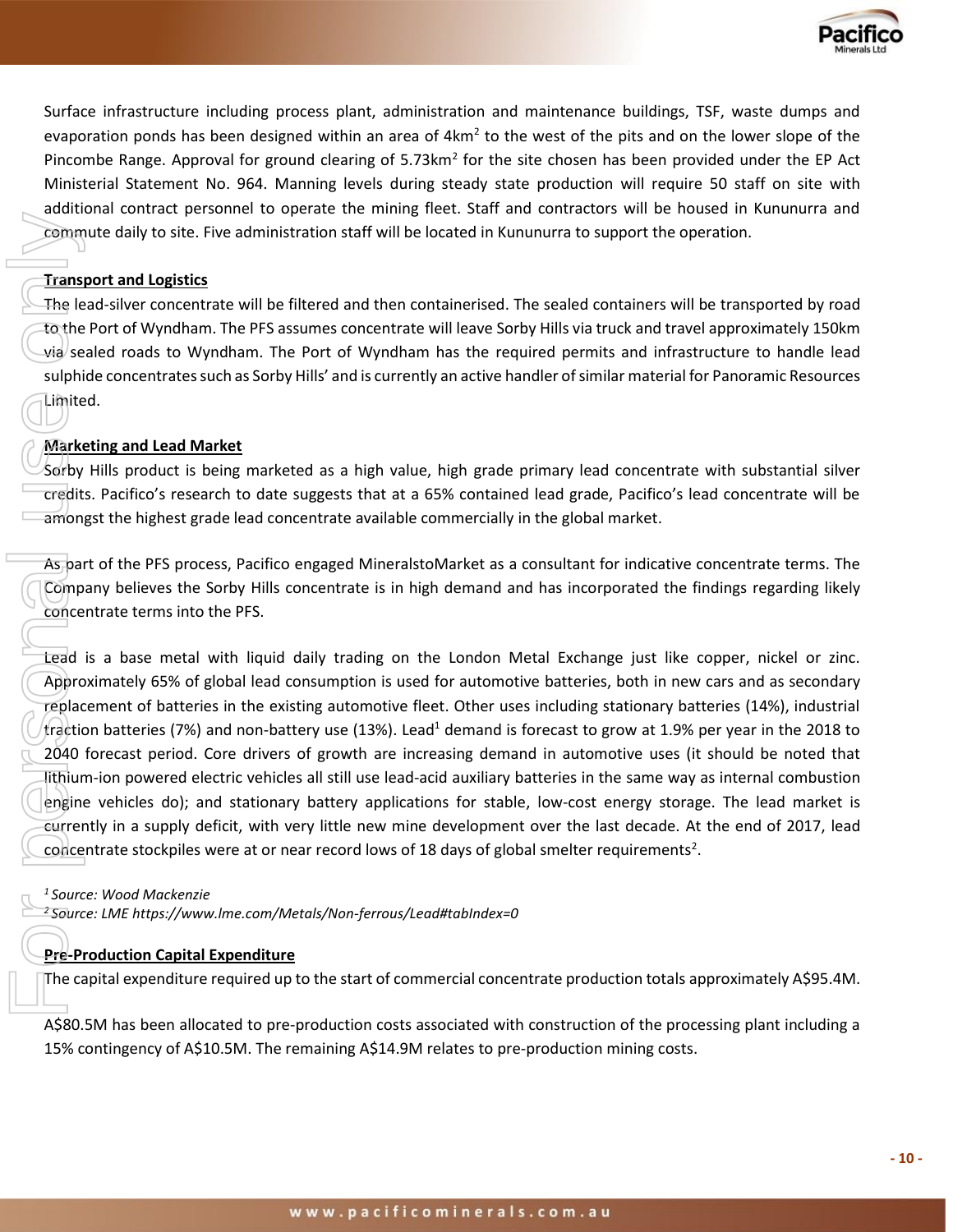Surface infrastructure including process plant, administration and maintenance buildings, TSF, waste dumps and evaporation ponds has been designed within an area of 4km$^2$ to the west of the pits and on the lower slope of the Pincombe Range. Approval for ground clearing of 5.73km$^2$ for the site chosen has been provided under the EP Act Ministerial Statement No. 964. Manning levels during steady state production will require 50 staff on site with additional contract personnel to operate the mining fleet. Staff and contractors will be housed in Kununurra and commute daily to site. Five administration staff will be located in Kununurra to support the operation.

**Transport and Logistics**

The lead-silver concentrate will be filtered and then containerised. The sealed containers will be transported by road to the Port of Wyndham. The PFS assumes concentrate will leave Sorby Hills via truck and travel approximately 150km via sealed roads to Wyndham. The Port of Wyndham has the required permits and infrastructure to handle lead sulphide concentrates such as Sorby Hills' and is currently an active handler of similar material for Panoramic Resources Limited.

**Marketing and Lead Market**

Sorby Hills product is being marketed as a high value, high grade primary lead concentrate with substantial silver credits. Pacifico's research to date suggests that at a 65% contained lead grade, Pacifico's lead concentrate will be amongst the highest grade lead concentrate available commercially in the global market.

As part of the PFS process, Pacifico engaged MineralstoMarket as a consultant for indicative concentrate terms. The Company believes the Sorby Hills concentrate is in high demand and has incorporated the findings regarding likely concentrate terms into the PFS.

Lead is a base metal with liquid daily trading on the London Metal Exchange just like copper, nickel or zinc. Approximately 65% of global lead consumption is used for automotive batteries, both in new cars and as secondary replacement of batteries in the existing automotive fleet. Other uses including stationary batteries (14%), industrial traction batteries (7%) and non-battery use (13%). Lead[1] demand is forecast to grow at 1.9% per year in the 2018 to 2040 forecast period. Core drivers of growth are increasing demand in automotive uses (it should be noted that lithium-ion powered electric vehicles all still use lead-acid auxiliary batteries in the same way as internal combustion engine vehicles do); and stationary battery applications for stable, low-cost energy storage. The lead market is currently in a supply deficit, with very little new mine development over the last decade. At the end of 2017, lead concentrate stockpiles were at or near record lows of 18 days of global smelter requirements[2].

*[1] Source: Wood Mackenzie*
*[2] Source: LME https://www.lme.com/Metals/Non-ferrous/Lead#tabIndex=0*

**Pre-Production Capital Expenditure**

The capital expenditure required up to the start of commercial concentrate production totals approximately A$95.4M.

A$80.5M has been allocated to pre-production costs associated with construction of the processing plant including a 15% contingency of A$10.5M. The remaining A$14.9M relates to pre-production mining costs.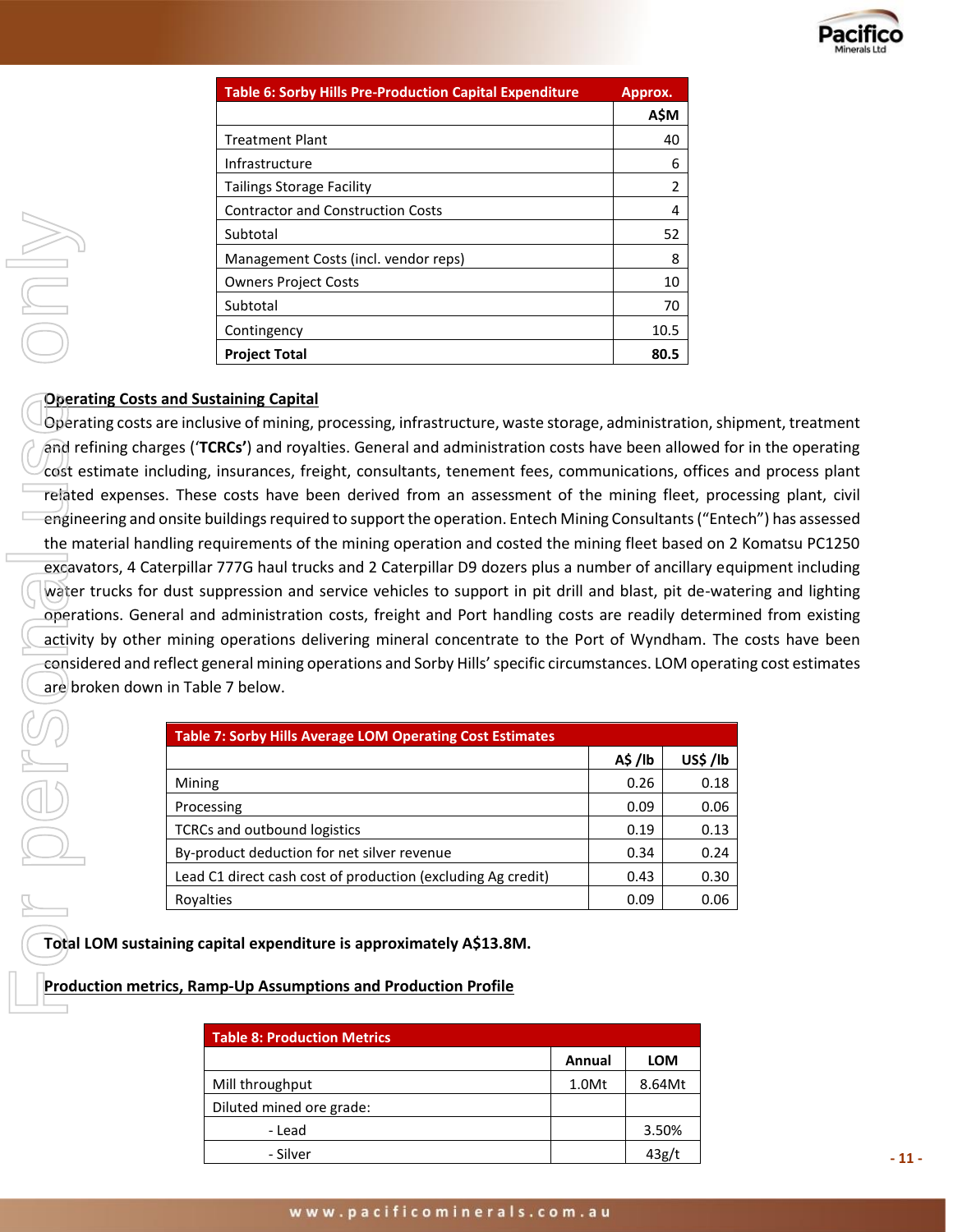| Table 6: Sorby Hills Pre-Production Capital Expenditure | Approx. |
|---|---|
| | A$M |
| Treatment Plant | 40 |
| Infrastructure | 6 |
| Tailings Storage Facility | 2 |
| Contractor and Construction Costs | 4 |
| Subtotal | 52 |
| Management Costs (incl. vendor reps) | 8 |
| Owners Project Costs | 10 |
| Subtotal | 70 |
| Contingency | 10.5 |
| **Project Total** | **80.5** |

## Operating Costs and Sustaining Capital

Operating costs are inclusive of mining, processing, infrastructure, waste storage, administration, shipment, treatment and refining charges (‘**TCRCs’**) and royalties. General and administration costs have been allowed for in the operating cost estimate including, insurances, freight, consultants, tenement fees, communications, offices and process plant related expenses. These costs have been derived from an assessment of the mining fleet, processing plant, civil engineering and onsite buildings required to support the operation. Entech Mining Consultants (“Entech”) has assessed the material handling requirements of the mining operation and costed the mining fleet based on 2 Komatsu PC1250 excavators, 4 Caterpillar 777G haul trucks and 2 Caterpillar D9 dozers plus a number of ancillary equipment including water trucks for dust suppression and service vehicles to support in pit drill and blast, pit de-watering and lighting operations. General and administration costs, freight and Port handling costs are readily determined from existing activity by other mining operations delivering mineral concentrate to the Port of Wyndham. The costs have been considered and reflect general mining operations and Sorby Hills’ specific circumstances. LOM operating cost estimates are broken down in Table 7 below.

| Table 7: Sorby Hills Average LOM Operating Cost Estimates | | |
|---|---|---|
| | A$ /lb | US$ /lb |
| Mining | 0.26 | 0.18 |
| Processing | 0.09 | 0.06 |
| TCRCs and outbound logistics | 0.19 | 0.13 |
| By-product deduction for net silver revenue | 0.34 | 0.24 |
| Lead C1 direct cash cost of production (excluding Ag credit) | 0.43 | 0.30 |
| Royalties | 0.09 | 0.06 |

**Total LOM sustaining capital expenditure is approximately A$13.8M.**

## Production metrics, Ramp-Up Assumptions and Production Profile

| Table 8: Production Metrics | | |
|---|---|---|
| | Annual | LOM |
| Mill throughput | 1.0Mt | 8.64Mt |
| Diluted mined ore grade: | | |
| - Lead | | 3.50% |
| - Silver | | 43g/t |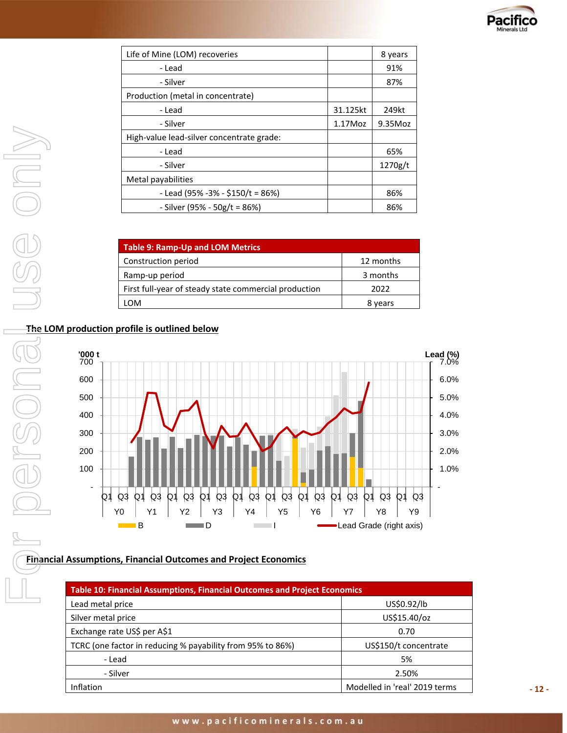| | | |
|---|---|---|
| Life of Mine (LOM) recoveries | | 8 years |
| - Lead | | 91% |
| - Silver | | 87% |
| Production (metal in concentrate) | | |
| - Lead | 31.125kt | 249kt |
| - Silver | 1.17Moz | 9.35Moz |
| High-value lead-silver concentrate grade: | | |
| - Lead | | 65% |
| - Silver | | 1270g/t |
| Metal payabilities | | |
| - Lead (95% -3% - $150/t = 86%) | | 86% |
| - Silver (95% - 50g/t = 86%) | | 86% |

| Table 9: Ramp-Up and LOM Metrics | |
|---|---|
| Construction period | 12 months |
| Ramp-up period | 3 months |
| First full-year of steady state commercial production | 2022 |
| LOM | 8 years |

**The LOM production profile is outlined below**

**Financial Assumptions, Financial Outcomes and Project Economics**

| Table 10: Financial Assumptions, Financial Outcomes and Project Economics | |
|---|---|
| Lead metal price | US$0.92/lb |
| Silver metal price | US$15.40/oz |
| Exchange rate US$ per A$1 | 0.70 |
| TCRC (one factor in reducing % payability from 95% to 86%) | US$150/t concentrate |
| - Lead | 5% |
| - Silver | 2.50% |
| Inflation | Modelled in 'real' 2019 terms |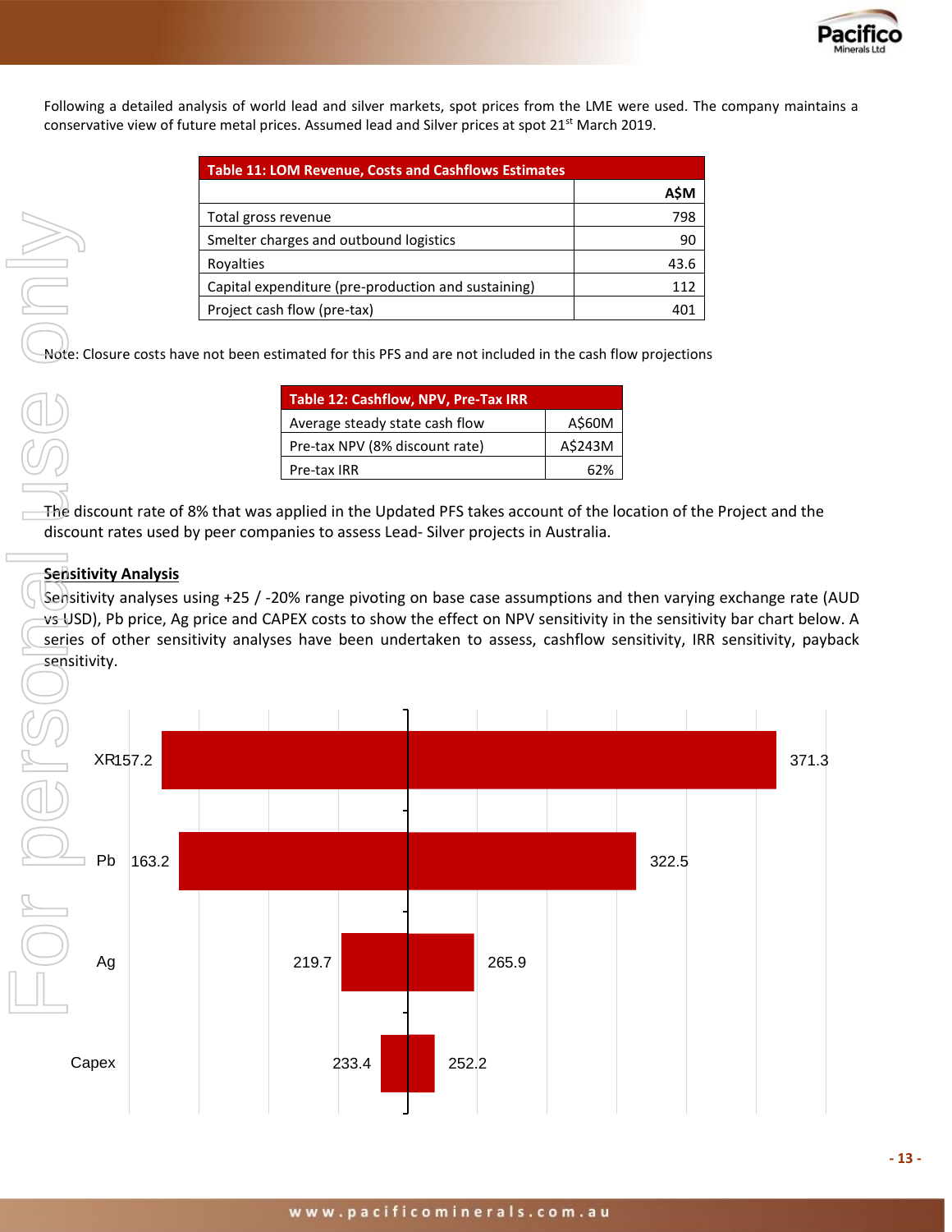Following a detailed analysis of world lead and silver markets, spot prices from the LME were used. The company maintains a conservative view of future metal prices. Assumed lead and Silver prices at spot 21st March 2019.

| Table 11: LOM Revenue, Costs and Cashflows Estimates | |
|---|---|
| | A$M |
| Total gross revenue | 798 |
| Smelter charges and outbound logistics | 90 |
| Royalties | 43.6 |
| Capital expenditure (pre-production and sustaining) | 112 |
| Project cash flow (pre-tax) | 401 |

Note: Closure costs have not been estimated for this PFS and are not included in the cash flow projections

| Table 12: Cashflow, NPV, Pre-Tax IRR | |
|---|---|
| Average steady state cash flow | A$60M |
| Pre-tax NPV (8% discount rate) | A$243M |
| Pre-tax IRR | 62% |

The discount rate of 8% that was applied in the Updated PFS takes account of the location of the Project and the discount rates used by peer companies to assess Lead- Silver projects in Australia.

**Sensitivity Analysis**

Sensitivity analyses using +25 / -20% range pivoting on base case assumptions and then varying exchange rate (AUD vs USD), Pb price, Ag price and CAPEX costs to show the effect on NPV sensitivity in the sensitivity bar chart below. A series of other sensitivity analyses have been undertaken to assess, cashflow sensitivity, IRR sensitivity, payback sensitivity.

| | Low | High |
|---|---|---|
| XR | 157.2 | 371.3 |
| Pb | 163.2 | 322.5 |
| Ag | 219.7 | 265.9 |
| Capex | 233.4 | 252.2 |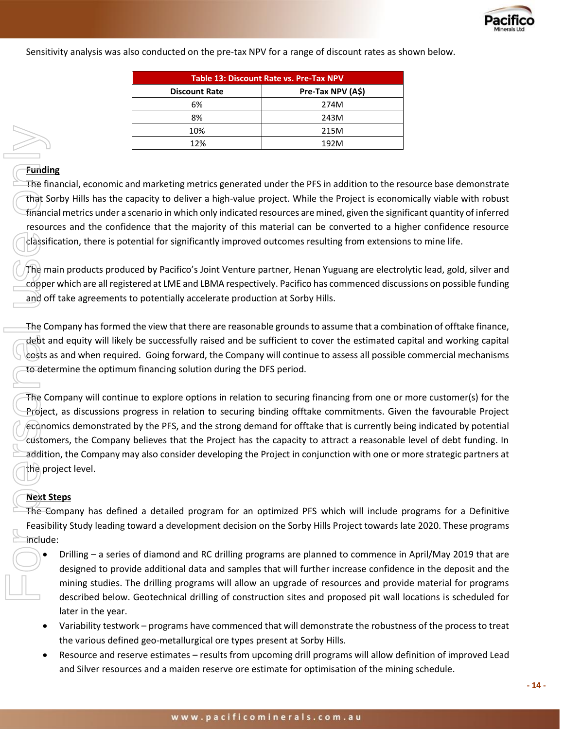Sensitivity analysis was also conducted on the pre-tax NPV for a range of discount rates as shown below.

| Table 13: Discount Rate vs. Pre-Tax NPV | |
|---|---|
| **Discount Rate** | **Pre-Tax NPV (A$)** |
| 6% | 274M |
| 8% | 243M |
| 10% | 215M |
| 12% | 192M |

**Funding**

The financial, economic and marketing metrics generated under the PFS in addition to the resource base demonstrate that Sorby Hills has the capacity to deliver a high-value project. While the Project is economically viable with robust financial metrics under a scenario in which only indicated resources are mined, given the significant quantity of inferred resources and the confidence that the majority of this material can be converted to a higher confidence resource classification, there is potential for significantly improved outcomes resulting from extensions to mine life.

The main products produced by Pacifico's Joint Venture partner, Henan Yuguang are electrolytic lead, gold, silver and copper which are all registered at LME and LBMA respectively. Pacifico has commenced discussions on possible funding and off take agreements to potentially accelerate production at Sorby Hills.

The Company has formed the view that there are reasonable grounds to assume that a combination of offtake finance, debt and equity will likely be successfully raised and be sufficient to cover the estimated capital and working capital costs as and when required. Going forward, the Company will continue to assess all possible commercial mechanisms to determine the optimum financing solution during the DFS period.

The Company will continue to explore options in relation to securing financing from one or more customer(s) for the Project, as discussions progress in relation to securing binding offtake commitments. Given the favourable Project economics demonstrated by the PFS, and the strong demand for offtake that is currently being indicated by potential customers, the Company believes that the Project has the capacity to attract a reasonable level of debt funding. In addition, the Company may also consider developing the Project in conjunction with one or more strategic partners at the project level.

**Next Steps**

The Company has defined a detailed program for an optimized PFS which will include programs for a Definitive Feasibility Study leading toward a development decision on the Sorby Hills Project towards late 2020. These programs include:

- Drilling – a series of diamond and RC drilling programs are planned to commence in April/May 2019 that are designed to provide additional data and samples that will further increase confidence in the deposit and the mining studies. The drilling programs will allow an upgrade of resources and provide material for programs described below. Geotechnical drilling of construction sites and proposed pit wall locations is scheduled for later in the year.
- Variability testwork – programs have commenced that will demonstrate the robustness of the process to treat the various defined geo-metallurgical ore types present at Sorby Hills.
- Resource and reserve estimates – results from upcoming drill programs will allow definition of improved Lead and Silver resources and a maiden reserve ore estimate for optimisation of the mining schedule.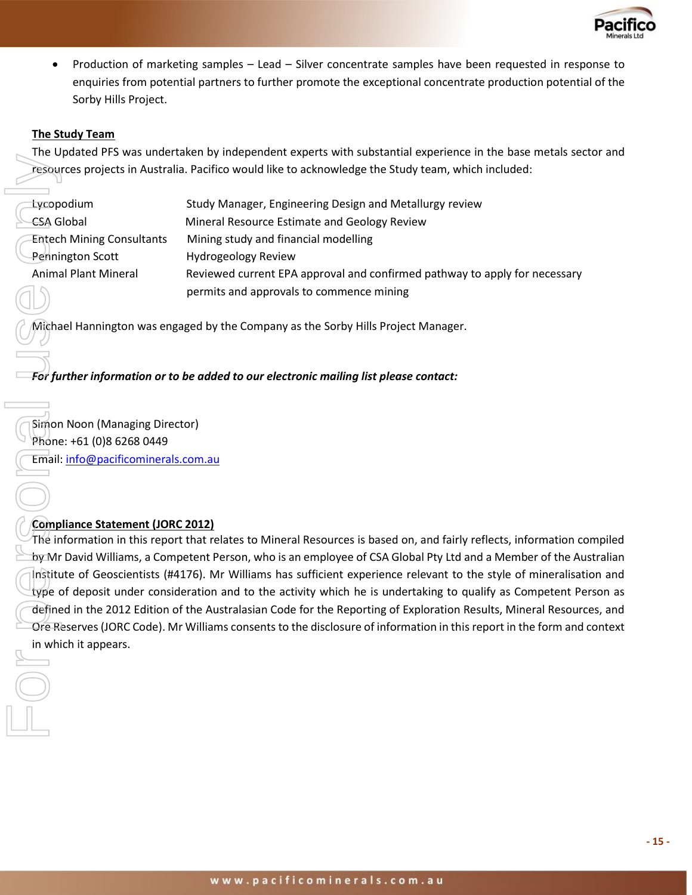- Production of marketing samples – Lead – Silver concentrate samples have been requested in response to enquiries from potential partners to further promote the exceptional concentrate production potential of the Sorby Hills Project.

**The Study Team**

The Updated PFS was undertaken by independent experts with substantial experience in the base metals sector and resources projects in Australia. Pacifico would like to acknowledge the Study team, which included:

| | |
|---|---|
| Lycopodium | Study Manager, Engineering Design and Metallurgy review |
| CSA Global | Mineral Resource Estimate and Geology Review |
| Entech Mining Consultants | Mining study and financial modelling |
| Pennington Scott | Hydrogeology Review |
| Animal Plant Mineral | Reviewed current EPA approval and confirmed pathway to apply for necessary permits and approvals to commence mining |

Michael Hannington was engaged by the Company as the Sorby Hills Project Manager.

***For further information or to be added to our electronic mailing list please contact:***

Simon Noon (Managing Director)
Phone: +61 (0)8 6268 0449
Email: info@pacificominerals.com.au

**Compliance Statement (JORC 2012)**

The information in this report that relates to Mineral Resources is based on, and fairly reflects, information compiled by Mr David Williams, a Competent Person, who is an employee of CSA Global Pty Ltd and a Member of the Australian Institute of Geoscientists (#4176). Mr Williams has sufficient experience relevant to the style of mineralisation and type of deposit under consideration and to the activity which he is undertaking to qualify as Competent Person as defined in the 2012 Edition of the Australasian Code for the Reporting of Exploration Results, Mineral Resources, and Ore Reserves (JORC Code). Mr Williams consents to the disclosure of information in this report in the form and context in which it appears.